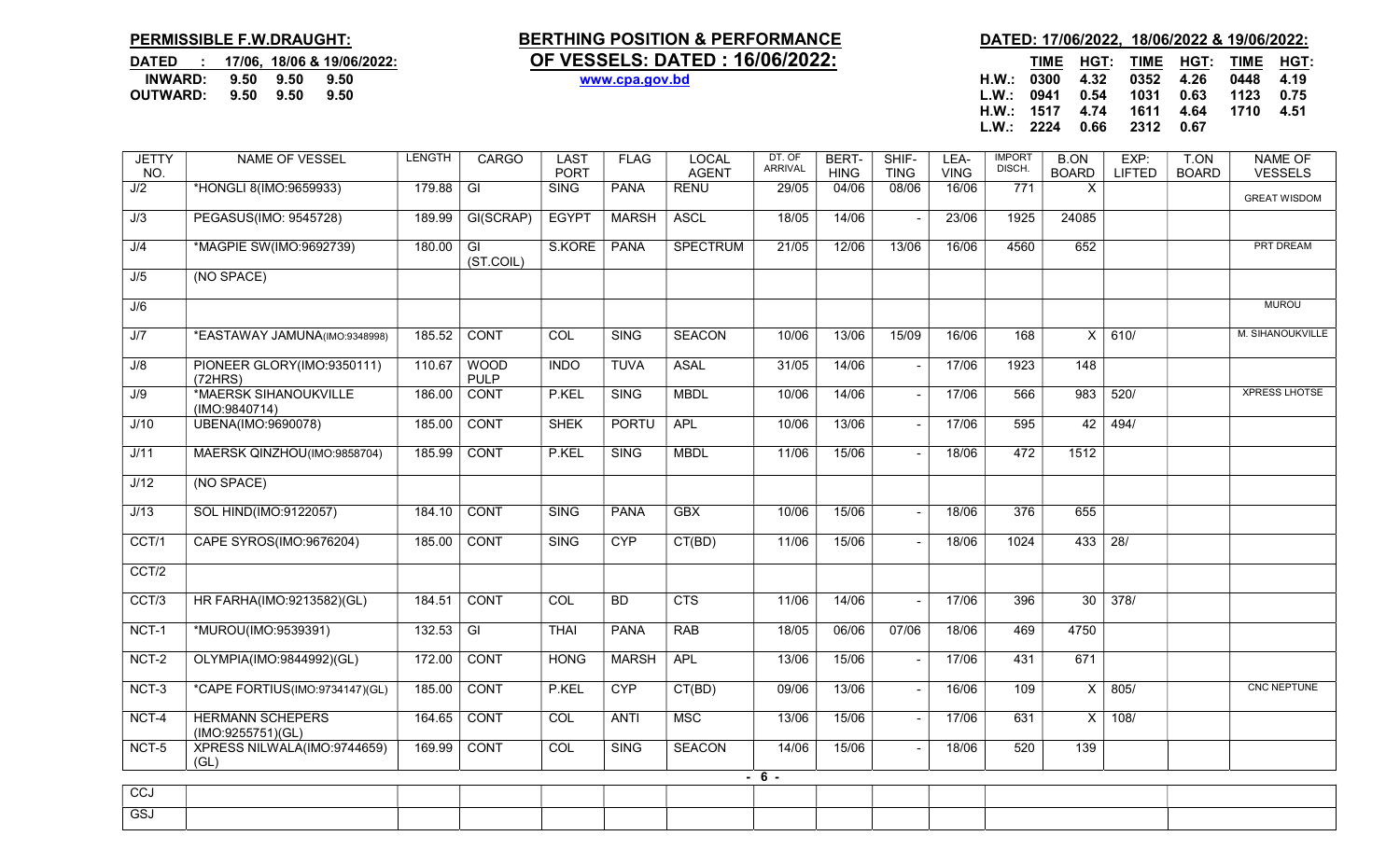**PERMISSIBLE F.W.DRAUGHT:**

**DATED : 17/06, 18/06 & 19/06/2022:**

| | | | |
|---|---|---|---|
| **INWARD:** | **9.50** | **9.50** | **9.50** |
| **OUTWARD:** | **9.50** | **9.50** | **9.50** |

# BERTHING POSITION & PERFORMANCE OF VESSELS: DATED : 16/06/2022:

**www.cpa.gov.bd**

**DATED: 17/06/2022, 18/06/2022 & 19/06/2022:**

| | TIME | HGT: | TIME | HGT: | TIME | HGT: |
|---|---|---|---|---|---|---|
| **H.W.:** | 0300 | 4.32 | 0352 | 4.26 | 0448 | 4.19 |
| **L.W.:** | 0941 | 0.54 | 1031 | 0.63 | 1123 | 0.75 |
| **H.W.:** | 1517 | 4.74 | 1611 | 4.64 | 1710 | 4.51 |
| **L.W.:** | 2224 | 0.66 | 2312 | 0.67 | | |

| JETTY NO. | NAME OF VESSEL | LENGTH | CARGO | LAST PORT | FLAG | LOCAL AGENT | DT. OF ARRIVAL | BERT-HING | SHIF-TING | LEA-VING | IMPORT DISCH. | B.ON BOARD | EXP: LIFTED | T.ON BOARD | NAME OF VESSELS |
|---|---|---|---|---|---|---|---|---|---|---|---|---|---|---|---|
| J/2 | *HONGLI 8(IMO:9659933) | 179.88 | GI | SING | PANA | RENU | 29/05 | 04/06 | 08/06 | 16/06 | 771 | X | | | GREAT WISDOM |
| J/3 | PEGASUS(IMO: 9545728) | 189.99 | GI(SCRAP) | EGYPT | MARSH | ASCL | 18/05 | 14/06 | - | 23/06 | 1925 | 24085 | | | |
| J/4 | *MAGPIE SW(IMO:9692739) | 180.00 | GI (ST.COIL) | S.KORE | PANA | SPECTRUM | 21/05 | 12/06 | 13/06 | 16/06 | 4560 | 652 | | | PRT DREAM |
| J/5 | (NO SPACE) | | | | | | | | | | | | | | |
| J/6 | | | | | | | | | | | | | | | MUROU |
| J/7 | *EASTAWAY JAMUNA(IMO:9348998) | 185.52 | CONT | COL | SING | SEACON | 10/06 | 13/06 | 15/09 | 16/06 | 168 | X | 610/ | | M. SIHANOUKVILLE |
| J/8 | PIONEER GLORY(IMO:9350111) (72HRS) | 110.67 | WOOD PULP | INDO | TUVA | ASAL | 31/05 | 14/06 | - | 17/06 | 1923 | 148 | | | |
| J/9 | *MAERSK SIHANOUKVILLE (IMO:9840714) | 186.00 | CONT | P.KEL | SING | MBDL | 10/06 | 14/06 | - | 17/06 | 566 | 983 | 520/ | | XPRESS LHOTSE |
| J/10 | UBENA(IMO:9690078) | 185.00 | CONT | SHEK | PORTU | APL | 10/06 | 13/06 | - | 17/06 | 595 | 42 | 494/ | | |
| J/11 | MAERSK QINZHOU(IMO:9858704) | 185.99 | CONT | P.KEL | SING | MBDL | 11/06 | 15/06 | - | 18/06 | 472 | 1512 | | | |
| J/12 | (NO SPACE) | | | | | | | | | | | | | | |
| J/13 | SOL HIND(IMO:9122057) | 184.10 | CONT | SING | PANA | GBX | 10/06 | 15/06 | - | 18/06 | 376 | 655 | | | |
| CCT/1 | CAPE SYROS(IMO:9676204) | 185.00 | CONT | SING | CYP | CT(BD) | 11/06 | 15/06 | - | 18/06 | 1024 | 433 | 28/ | | |
| CCT/2 | | | | | | | | | | | | | | | |
| CCT/3 | HR FARHA(IMO:9213582)(GL) | 184.51 | CONT | COL | BD | CTS | 11/06 | 14/06 | - | 17/06 | 396 | 30 | 378/ | | |
| NCT-1 | *MUROU(IMO:9539391) | 132.53 | GI | THAI | PANA | RAB | 18/05 | 06/06 | 07/06 | 18/06 | 469 | 4750 | | | |
| NCT-2 | OLYMPIA(IMO:9844992)(GL) | 172.00 | CONT | HONG | MARSH | APL | 13/06 | 15/06 | - | 17/06 | 431 | 671 | | | |
| NCT-3 | *CAPE FORTIUS(IMO:9734147)(GL) | 185.00 | CONT | P.KEL | CYP | CT(BD) | 09/06 | 13/06 | - | 16/06 | 109 | X | 805/ | | CNC NEPTUNE |
| NCT-4 | HERMANN SCHEPERS (IMO:9255751)(GL) | 164.65 | CONT | COL | ANTI | MSC | 13/06 | 15/06 | - | 17/06 | 631 | X | 108/ | | |
| NCT-5 | XPRESS NILWALA(IMO:9744659) (GL) | 169.99 | CONT | COL | SING | SEACON | 14/06 | 15/06 | - | 18/06 | 520 | 139 | | | |
| CCJ | | | | | | | | | | | | | | | |
| GSJ | | | | | | | | | | | | | | | |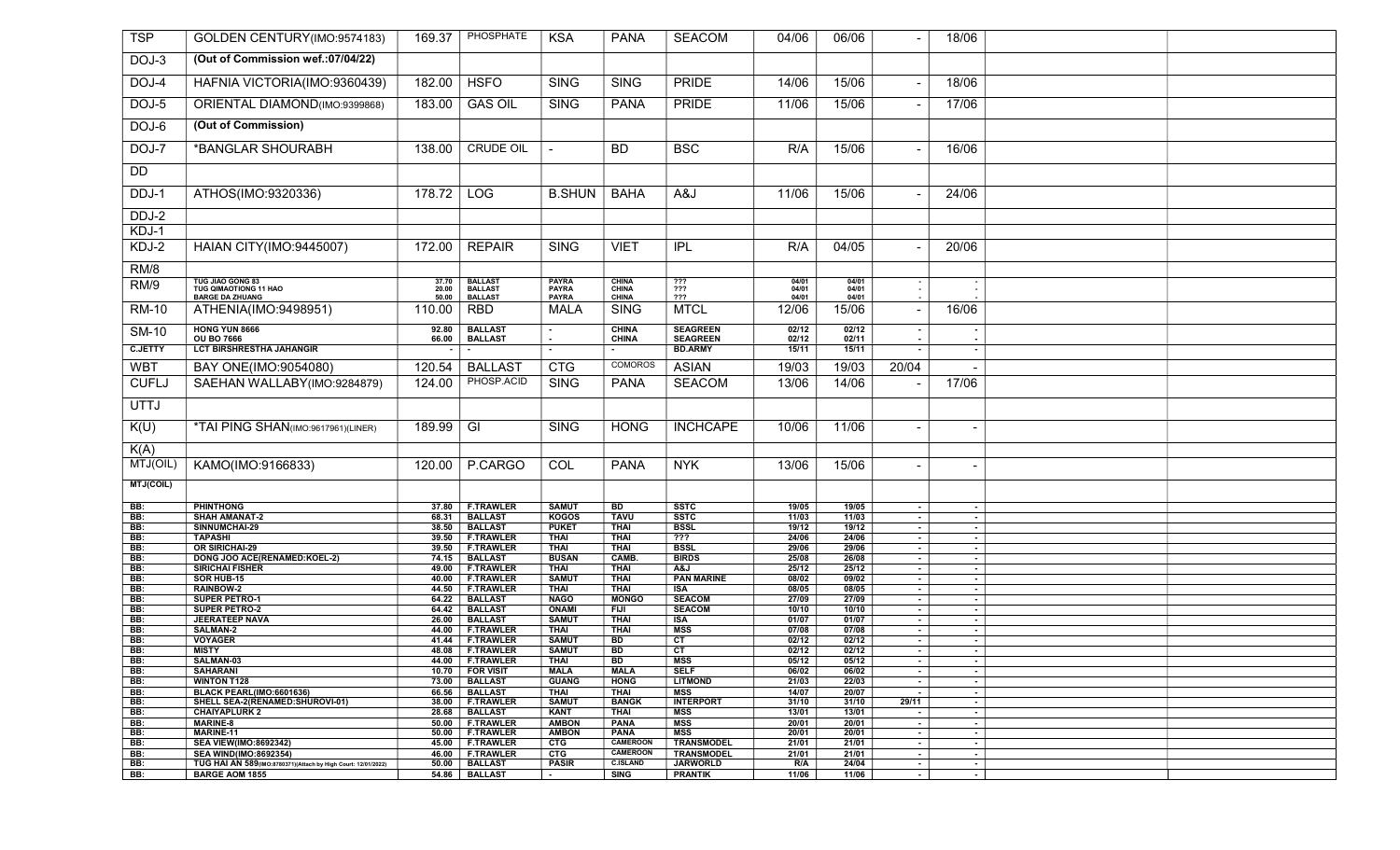| | | | | | | | | | | | | |
|---|---|---|---|---|---|---|---|---|---|---|---|---|
| TSP | GOLDEN CENTURY(IMO:9574183) | 169.37 | PHOSPHATE | KSA | PANA | SEACOM | 04/06 | 06/06 | - | 18/06 | | |
| DOJ-3 | (Out of Commission wef.:07/04/22) | | | | | | | | | | | |
| DOJ-4 | HAFNIA VICTORIA(IMO:9360439) | 182.00 | HSFO | SING | SING | PRIDE | 14/06 | 15/06 | - | 18/06 | | |
| DOJ-5 | ORIENTAL DIAMOND(IMO:9399868) | 183.00 | GAS OIL | SING | PANA | PRIDE | 11/06 | 15/06 | - | 17/06 | | |
| DOJ-6 | (Out of Commission) | | | | | | | | | | | |
| DOJ-7 | *BANGLAR SHOURABH | 138.00 | CRUDE OIL | - | BD | BSC | R/A | 15/06 | - | 16/06 | | |
| DD | | | | | | | | | | | | |
| DDJ-1 | ATHOS(IMO:9320336) | 178.72 | LOG | B.SHUN | BAHA | A&J | 11/06 | 15/06 | - | 24/06 | | |
| DDJ-2 | | | | | | | | | | | | |
| KDJ-1 | | | | | | | | | | | | |
| KDJ-2 | HAIAN CITY(IMO:9445007) | 172.00 | REPAIR | SING | VIET | IPL | R/A | 04/05 | - | 20/06 | | |
| RM/8 | | | | | | | | | | | | |
| RM/9 | TUG JIAO GONG 83<br>TUG QIMAOTIONG 11 HAO<br>BARGE DA ZHUANG | 37.70<br>20.00<br>50.00 | BALLAST<br>BALLAST<br>BALLAST | PAYRA<br>PAYRA<br>PAYRA | CHINA<br>CHINA<br>CHINA | ???<br>???<br>??? | 04/01<br>04/01<br>04/01 | 04/01<br>04/01<br>04/01 | -<br>-<br>- | -<br>-<br>- | | |
| RM-10 | ATHENIA(IMO:9498951) | 110.00 | RBD | MALA | SING | MTCL | 12/06 | 15/06 | - | 16/06 | | |
| SM-10 | HONG YUN 8666<br>OU BO 7666 | 92.80<br>66.00 | BALLAST<br>BALLAST | -<br>- | CHINA<br>CHINA | SEAGREEN<br>SEAGREEN | 02/12<br>02/12 | 02/12<br>02/11 | -<br>- | -<br>- | | |
| C.JETTY | LCT BIRSHRESTHA JAHANGIR | - | - | - | - | BD.ARMY | 15/11 | 15/11 | - | - | | |
| WBT | BAY ONE(IMO:9054080) | 120.54 | BALLAST | CTG | COMOROS | ASIAN | 19/03 | 19/03 | 20/04 | - | | |
| CUFLJ | SAEHAN WALLABY(IMO:9284879) | 124.00 | PHOSP.ACID | SING | PANA | SEACOM | 13/06 | 14/06 | - | 17/06 | | |
| UTTJ | | | | | | | | | | | | |
| K(U) | *TAI PING SHAN(IMO:9617961)(LINER) | 189.99 | GI | SING | HONG | INCHCAPE | 10/06 | 11/06 | - | - | | |
| K(A) | | | | | | | | | | | | |
| MTJ(OIL) | KAMO(IMO:9166833) | 120.00 | P.CARGO | COL | PANA | NYK | 13/06 | 15/06 | - | - | | |
| MTJ(COIL) | | | | | | | | | | | | |
| BB: | PHINTHONG | 37.80 | F.TRAWLER | SAMUT | BD | SSTC | 19/05 | 19/05 | - | - | | |
| BB: | SHAH AMANAT-2 | 68.31 | BALLAST | KOGOS | TAVU | SSTC | 11/03 | 11/03 | - | - | | |
| BB: | SINNUMCHAI-29 | 38.50 | BALLAST | PUKET | THAI | BSSL | 19/12 | 19/12 | - | - | | |
| BB: | TAPASHI | 39.50 | F.TRAWLER | THAI | THAI | ??? | 24/06 | 24/06 | - | - | | |
| BB: | OR SIRICHAI-29 | 39.50 | F.TRAWLER | THAI | THAI | BSSL | 29/06 | 29/06 | - | - | | |
| BB: | DONG JOO ACE(RENAMED:KOEL-2) | 74.15 | BALLAST | BUSAN | CAMB. | BIRDS | 25/08 | 26/08 | - | - | | |
| BB: | SIRICHAI FISHER | 49.00 | F.TRAWLER | THAI | THAI | A&J | 25/12 | 25/12 | - | - | | |
| BB: | SOR HUB-15 | 40.00 | F.TRAWLER | SAMUT | THAI | PAN MARINE | 08/02 | 09/02 | - | - | | |
| BB: | RAINBOW-2 | 44.50 | F.TRAWLER | THAI | THAI | ISA | 08/05 | 08/05 | - | - | | |
| BB: | SUPER PETRO-1 | 64.22 | BALLAST | NAGO | MONGO | SEACOM | 27/09 | 27/09 | - | - | | |
| BB: | SUPER PETRO-2 | 64.42 | BALLAST | ONAMI | FIJI | SEACOM | 10/10 | 10/10 | - | - | | |
| BB: | JEERATEEP NAVA | 26.00 | BALLAST | SAMUT | THAI | ISA | 01/07 | 01/07 | - | - | | |
| BB: | SALMAN-2 | 44.00 | F.TRAWLER | THAI | THAI | MSS | 07/08 | 07/08 | - | - | | |
| BB: | VOYAGER | 41.44 | F.TRAWLER | SAMUT | BD | CT | 02/12 | 02/12 | - | - | | |
| BB: | MISTY | 48.08 | F.TRAWLER | SAMUT | BD | CT | 02/12 | 02/12 | - | - | | |
| BB: | SALMAN-03 | 44.00 | F.TRAWLER | THAI | BD | MSS | 05/12 | 05/12 | - | - | | |
| BB: | SAHARANI | 10.70 | FOR VISIT | MALA | MALA | SELF | 06/02 | 06/02 | - | - | | |
| BB: | WINTON T128 | 73.00 | BALLAST | GUANG | HONG | LITMOND | 21/03 | 22/03 | - | - | | |
| BB: | BLACK PEARL(IMO:6601636) | 66.56 | BALLAST | THAI | THAI | MSS | 14/07 | 20/07 | - | - | | |
| BB: | SHELL SEA-2(RENAMED:SHUROVI-01) | 38.00 | F.TRAWLER | SAMUT | BANGK | INTERPORT | 31/10 | 31/10 | 29/11 | - | | |
| BB: | CHAIYAPLURK 2 | 28.68 | BALLAST | KANT | THAI | MSS | 13/01 | 13/01 | - | - | | |
| BB: | MARINE-8 | 50.00 | F.TRAWLER | AMBON | PANA | MSS | 20/01 | 20/01 | - | - | | |
| BB: | MARINE-11 | 50.00 | F.TRAWLER | AMBON | PANA | MSS | 20/01 | 20/01 | - | - | | |
| BB: | SEA VIEW(IMO:8692342) | 45.00 | F.TRAWLER | CTG | CAMEROON | TRANSMODEL | 21/01 | 21/01 | - | - | | |
| BB: | SEA WIND(IMO:8692354) | 46.00 | F.TRAWLER | CTG | CAMEROON | TRANSMODEL | 21/01 | 21/01 | - | - | | |
| BB: | TUG HAI AN 589(IMO:8780371)(Attach by High Court: 12/01/2022) | 50.00 | BALLAST | PASIR | C.ISLAND | JARWORLD | R/A | 24/04 | - | - | | |
| BB: | BARGE AOM 1855 | 54.86 | BALLAST | - | SING | PRANTIK | 11/06 | 11/06 | - | - | | |